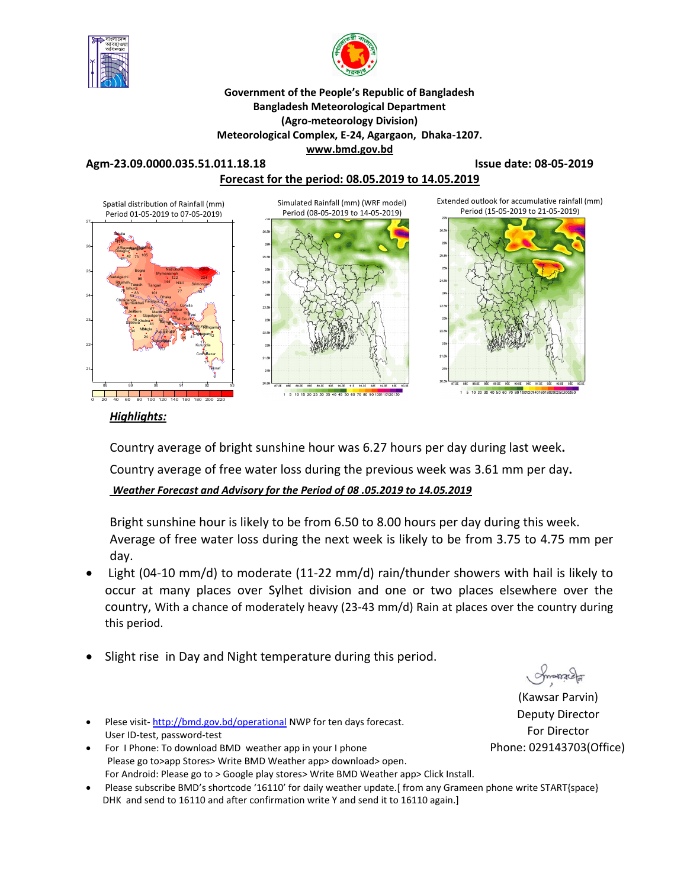**Government of the People's Republic of Bangladesh**
**Bangladesh Meteorological Department**
**(Agro-meteorology Division)**
**Meteorological Complex, E-24, Agargaon, Dhaka-1207.**
**www.bmd.gov.bd**

**Agm-23.09.0000.035.51.011.18.18** **Issue date: 08-05-2019**

**Forecast for the period: 08.05.2019 to 14.05.2019**

Spatial distribution of Rainfall (mm) Period 01-05-2019 to 07-05-2019)

Simulated Rainfall (mm) (WRF model) Period (08-05-2019 to 14-05-2019)

Extended outlook for accumulative rainfall (mm) Period (15-05-2019 to 21-05-2019)

## *Highlights:*

Country average of bright sunshine hour was 6.27 hours per day during last week.

Country average of free water loss during the previous week was 3.61 mm per day.

***Weather Forecast and Advisory for the Period of 08 .05.2019 to 14.05.2019***

Bright sunshine hour is likely to be from 6.50 to 8.00 hours per day during this week.
Average of free water loss during the next week is likely to be from 3.75 to 4.75 mm per day.

- Light (04-10 mm/d) to moderate (11-22 mm/d) rain/thunder showers with hail is likely to occur at many places over Sylhet division and one or two places elsewhere over the country, With a chance of moderately heavy (23-43 mm/d) Rain at places over the country during this period.

- Slight rise in Day and Night temperature during this period.

(Kawsar Parvin)
Deputy Director
For Director
Phone: 029143703(Office)

- Plese visit- http://bmd.gov.bd/operational NWP for ten days forecast.
  User ID-test, password-test
- For I Phone: To download BMD weather app in your I phone
  Please go to>app Stores> Write BMD Weather app> download> open.
  For Android: Please go to > Google play stores> Write BMD Weather app> Click Install.
- Please subscribe BMD's shortcode '16110' for daily weather update.[ from any Grameen phone write START{space} DHK and send to 16110 and after confirmation write Y and send it to 16110 again.]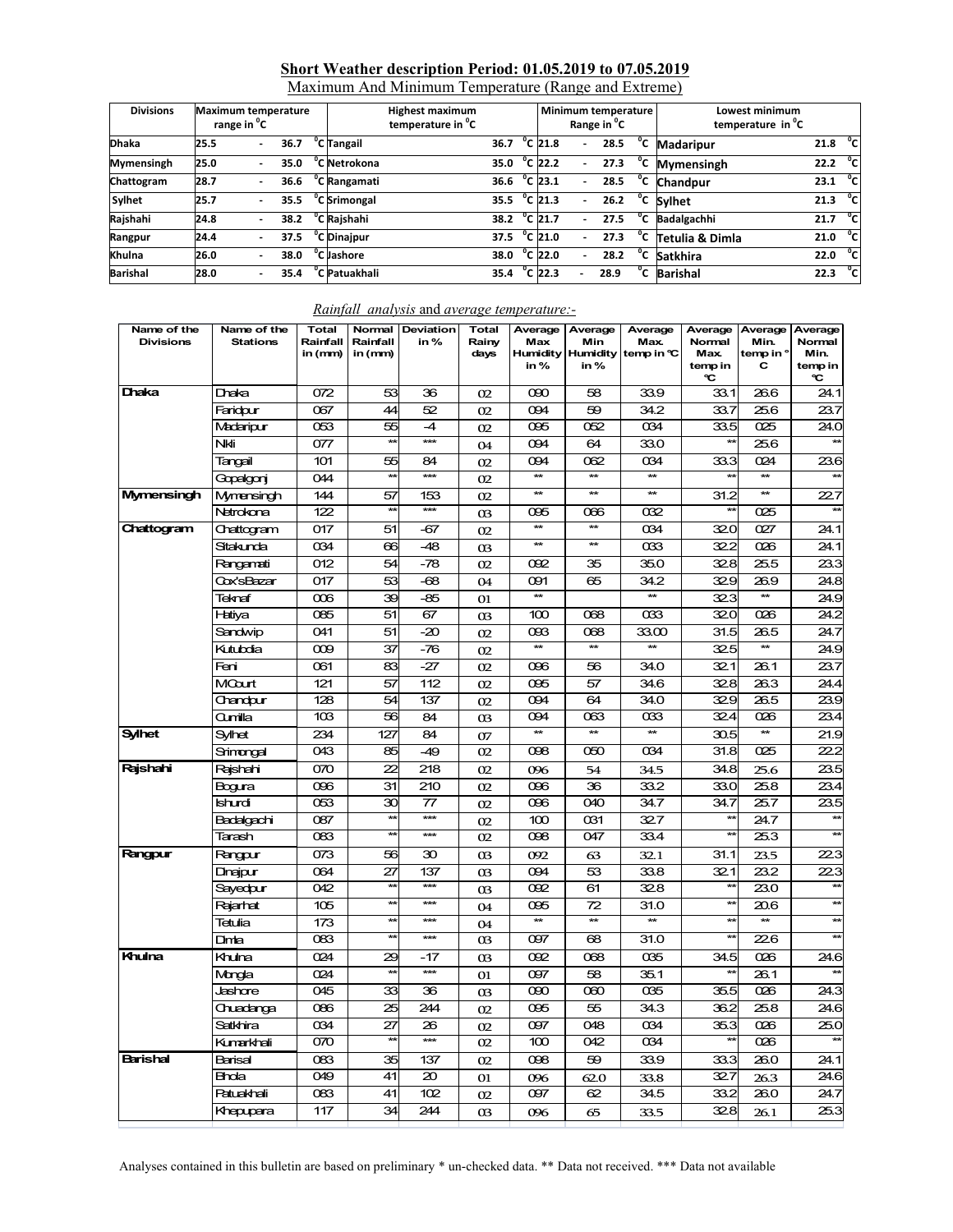## Short Weather description Period: 01.05.2019 to 07.05.2019

Maximum And Minimum Temperature (Range and Extreme)

| Divisions | Maximum temperature range in °C | Highest maximum temperature in °C | | Minimum temperature Range in °C | Lowest minimum temperature in °C | |
|---|---|---|---|---|---|---|
| Dhaka | 25.5 - 36.7 °C | Tangail | 36.7 °C | 21.8 - 28.5 °C | Madaripur | 21.8 °C |
| Mymensingh | 25.0 - 35.0 °C | Netrokona | 35.0 °C | 22.2 - 27.3 °C | Mymensingh | 22.2 °C |
| Chattogram | 28.7 - 36.6 °C | Rangamati | 36.6 °C | 23.1 - 28.5 °C | Chandpur | 23.1 °C |
| Sylhet | 25.7 - 35.5 °C | Srimongal | 35.5 °C | 21.3 - 26.2 °C | Sylhet | 21.3 °C |
| Rajshahi | 24.8 - 38.2 °C | Rajshahi | 38.2 °C | 21.7 - 27.5 °C | Badalgachhi | 21.7 °C |
| Rangpur | 24.4 - 37.5 °C | Dinajpur | 37.5 °C | 21.0 - 27.3 °C | Tetulia & Dimla | 21.0 °C |
| Khulna | 26.0 - 38.0 °C | Jashore | 38.0 °C | 22.0 - 28.2 °C | Satkhira | 22.0 °C |
| Barishal | 28.0 - 35.4 °C | Patuakhali | 35.4 °C | 22.3 - 28.9 °C | Barishal | 22.3 °C |

*Rainfall analysis* and *average temperature*:-

| Name of the Divisions | Name of the Stations | Total Rainfall in (mm) | Normal Rainfall in (mm) | Deviation in % | Total Rainy days | Average Max Humidity in % | Average Min Humidity in % | Average Max. temp in °C | Average Normal Max. temp in °C | Average Min. temp in °C | Average Normal Min. temp in °C |
|---|---|---|---|---|---|---|---|---|---|---|---|
| Dhaka | Dhaka | 072 | 53 | 36 | 02 | 090 | 58 | 33.9 | 33.1 | 26.6 | 24.1 |
| | Faridpur | 067 | 44 | 52 | 02 | 094 | 59 | 34.2 | 33.7 | 25.6 | 23.7 |
| | Madaripur | 053 | 55 | -4 | 02 | 095 | 052 | 034 | 33.5 | 025 | 24.0 |
| | Nikli | 077 | ** | *** | 04 | 094 | 64 | 33.0 | ** | 25.6 | ** |
| | Tangail | 101 | 55 | 84 | 02 | 094 | 062 | 034 | 33.3 | 024 | 23.6 |
| | Gopalgonj | 044 | ** | *** | 02 | ** | ** | ** | ** | ** | ** |
| Mymensingh | Mymensingh | 144 | 57 | 153 | 02 | ** | ** | ** | 31.2 | ** | 22.7 |
| | Netrokona | 122 | ** | *** | 03 | 095 | 066 | 032 | ** | 025 | ** |
| Chattogram | Chattogram | 017 | 51 | -67 | 02 | ** | ** | 034 | 32.0 | 027 | 24.1 |
| | Sitakunda | 034 | 66 | -48 | 03 | ** | ** | 033 | 32.2 | 026 | 24.1 |
| | Rangamati | 012 | 54 | -78 | 02 | 092 | 35 | 35.0 | 32.8 | 25.5 | 23.3 |
| | Cox'sBazar | 017 | 53 | -68 | 04 | 091 | 65 | 34.2 | 32.9 | 26.9 | 24.8 |
| | Teknaf | 006 | 39 | -85 | 01 | ** | | ** | 32.3 | ** | 24.9 |
| | Hatiya | 085 | 51 | 67 | 03 | 100 | 068 | 033 | 32.0 | 026 | 24.2 |
| | Sandwip | 041 | 51 | -20 | 02 | 093 | 068 | 33.00 | 31.5 | 26.5 | 24.7 |
| | Kutubdia | 009 | 37 | -76 | 02 | ** | ** | ** | 32.5 | ** | 24.9 |
| | Feni | 061 | 83 | -27 | 02 | 096 | 56 | 34.0 | 32.1 | 26.1 | 23.7 |
| | MCourt | 121 | 57 | 112 | 02 | 095 | 57 | 34.6 | 32.8 | 26.3 | 24.4 |
| | Chandpur | 128 | 54 | 137 | 02 | 094 | 64 | 34.0 | 32.9 | 26.5 | 23.9 |
| | Cumilla | 103 | 56 | 84 | 03 | 094 | 063 | 033 | 32.4 | 026 | 23.4 |
| Sylhet | Sylhet | 234 | 127 | 84 | 07 | ** | ** | ** | 30.5 | ** | 21.9 |
| | Srimongal | 043 | 85 | -49 | 02 | 098 | 050 | 034 | 31.8 | 025 | 22.2 |
| Rajshahi | Rajshahi | 070 | 22 | 218 | 02 | 096 | 54 | 34.5 | 34.8 | 25.6 | 23.5 |
| | Bogura | 096 | 31 | 210 | 02 | 096 | 36 | 33.2 | 33.0 | 25.8 | 23.4 |
| | Ishurdi | 053 | 30 | 77 | 02 | 096 | 040 | 34.7 | 34.7 | 25.7 | 23.5 |
| | Badalgachi | 087 | ** | *** | 02 | 100 | 031 | 32.7 | ** | 24.7 | ** |
| | Tarash | 083 | ** | *** | 02 | 098 | 047 | 33.4 | ** | 25.3 | ** |
| Rangpur | Rangpur | 073 | 56 | 30 | 03 | 092 | 63 | 32.1 | 31.1 | 23.5 | 22.3 |
| | Dinajpur | 064 | 27 | 137 | 03 | 094 | 53 | 33.8 | 32.1 | 23.2 | 22.3 |
| | Sayedpur | 042 | ** | *** | 03 | 092 | 61 | 32.8 | ** | 23.0 | ** |
| | Rajarhat | 105 | ** | *** | 04 | 095 | 72 | 31.0 | ** | 20.6 | ** |
| | Tetulia | 173 | ** | *** | 04 | ** | ** | ** | ** | ** | ** |
| | Dimla | 083 | ** | *** | 03 | 097 | 68 | 31.0 | ** | 22.6 | ** |
| Khulna | Khulna | 024 | 29 | -17 | 03 | 092 | 068 | 035 | 34.5 | 026 | 24.6 |
| | Mongla | 024 | ** | *** | 01 | 097 | 58 | 35.1 | ** | 26.1 | ** |
| | Jashore | 045 | 33 | 36 | 03 | 090 | 060 | 035 | 35.5 | 026 | 24.3 |
| | Chuadanga | 086 | 25 | 244 | 02 | 095 | 55 | 34.3 | 36.2 | 25.8 | 24.6 |
| | Satkhira | 034 | 27 | 26 | 02 | 097 | 048 | 034 | 35.3 | 026 | 25.0 |
| | Kumarkhali | 070 | ** | *** | 02 | 100 | 042 | 034 | ** | 026 | ** |
| Barishal | Barisal | 083 | 35 | 137 | 02 | 098 | 59 | 33.9 | 33.3 | 26.0 | 24.1 |
| | Bhola | 049 | 41 | 20 | 01 | 096 | 62.0 | 33.8 | 32.7 | 26.3 | 24.6 |
| | Patuakhali | 083 | 41 | 102 | 02 | 097 | 62 | 34.5 | 33.2 | 26.0 | 24.7 |
| | Khepupara | 117 | 34 | 244 | 03 | 096 | 65 | 33.5 | 32.8 | 26.1 | 25.3 |

Analyses contained in this bulletin are based on preliminary * un-checked data. ** Data not received. *** Data not available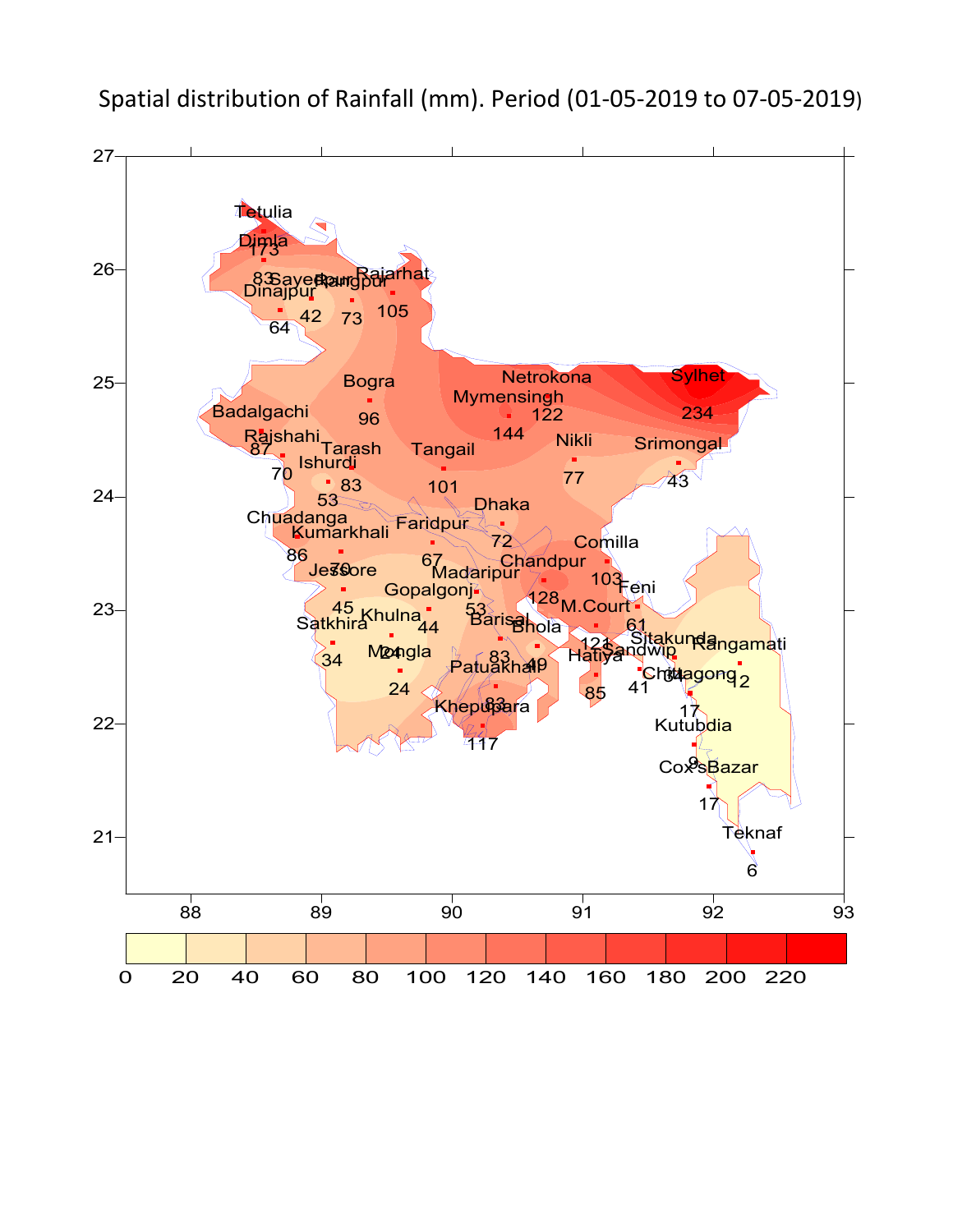Spatial distribution of Rainfall (mm). Period (01-05-2019 to 07-05-2019)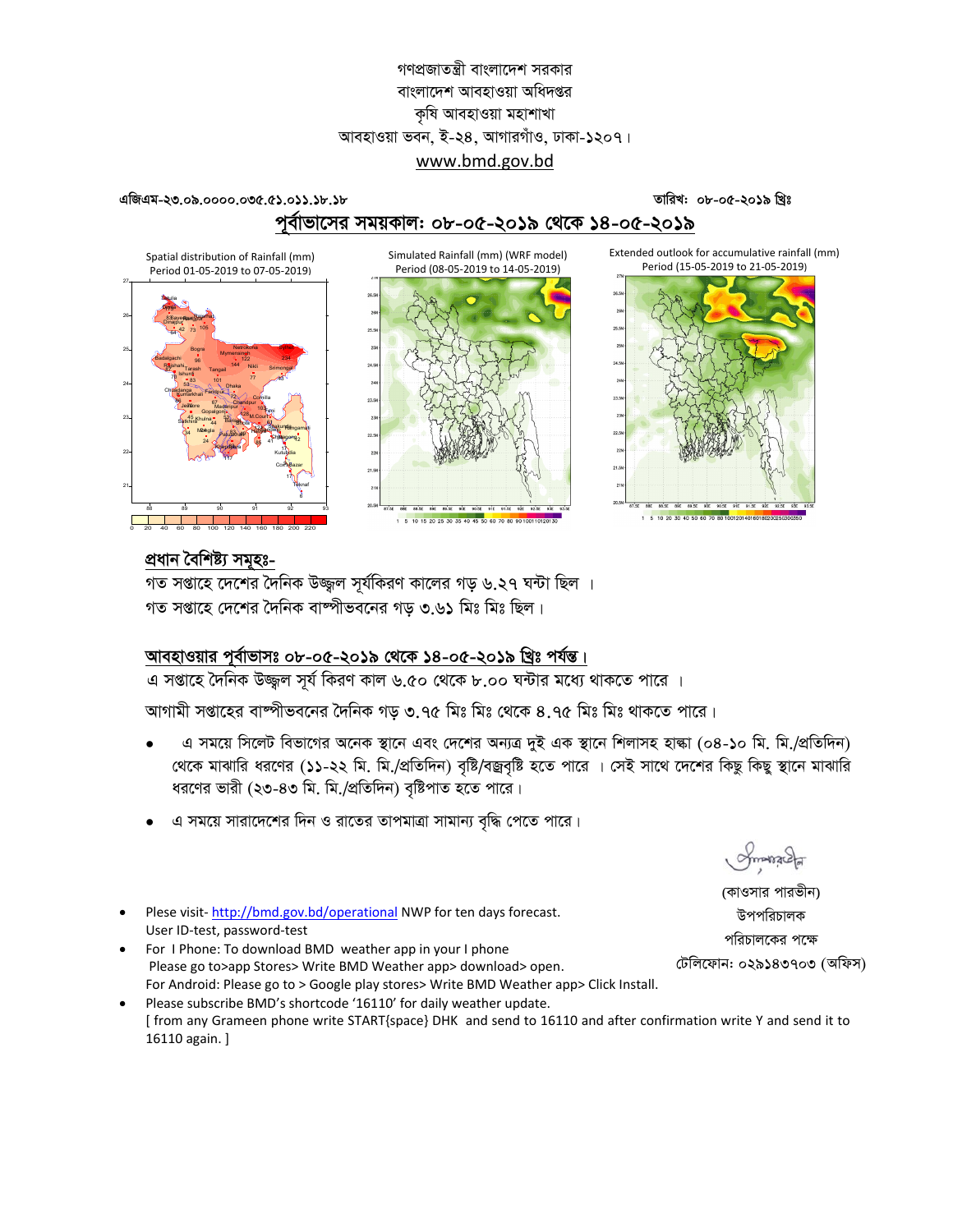গণপ্রজাতন্ত্রী বাংলাদেশ সরকার
বাংলাদেশ আবহাওয়া অধিদপ্তর
কৃষি আবহাওয়া মহাশাখা
আবহাওয়া ভবন, ই-২৪, আগারগাঁও, ঢাকা-১২০৭।
www.bmd.gov.bd

এজিএম-২৩.০৯.০০০০.০৩৫.৫১.০১১.১৮.১৮ তারিখ: ০৮-০৫-২০১৯ খ্রিঃ

## পূর্বাভাসের সময়কাল: ০৮-০৫-২০১৯ থেকে ১৪-০৫-২০১৯

Spatial distribution of Rainfall (mm) Period 01-05-2019 to 07-05-2019

Simulated Rainfall (mm) (WRF model) Period (08-05-2019 to 14-05-2019)

Extended outlook for accumulative rainfall (mm) Period (15-05-2019 to 21-05-2019)

### প্রধান বৈশিষ্ট্য সমূহঃ-

গত সপ্তাহে দেশের দৈনিক উজ্জ্বল সূর্যকিরণ কালের গড় ৬.২৭ ঘন্টা ছিল ।
গত সপ্তাহে দেশের দৈনিক বাষ্পীভবনের গড় ৩.৬১ মিঃ মিঃ ছিল।

### আবহাওয়ার পূর্বাভাসঃ ০৮-০৫-২০১৯ থেকে ১৪-০৫-২০১৯ খ্রিঃ পর্যন্ত।

এ সপ্তাহে দৈনিক উজ্জ্বল সূর্য কিরণ কাল ৬.৫০ থেকে ৮.০০ ঘন্টার মধ্যে থাকতে পারে ।

আগামী সপ্তাহের বাষ্পীভবনের দৈনিক গড় ৩.৭৫ মিঃ মিঃ থেকে ৪.৭৫ মিঃ মিঃ থাকতে পারে।

- এ সময়ে সিলেট বিভাগের অনেক স্থানে এবং দেশের অন্যত্র দুই এক স্থানে শিলাসহ হাল্কা (০৪-১০ মি. মি./প্রতিদিন) থেকে মাঝারি ধরণের (১১-২২ মি. মি./প্রতিদিন) বৃষ্টি/বজ্রবৃষ্টি হতে পারে । সেই সাথে দেশের কিছু কিছু স্থানে মাঝারি ধরণের ভারী (২৩-৪৩ মি. মি./প্রতিদিন) বৃষ্টিপাত হতে পারে।
- এ সময়ে সারাদেশের দিন ও রাতের তাপমাত্রা সামান্য বৃদ্ধি পেতে পারে।

(কাওসার পারভীন)
উপপরিচালক
পরিচালকের পক্ষে
টেলিফোন: ০২৯১৪৩৭০৩ (অফিস)

- Plese visit- http://bmd.gov.bd/operational NWP for ten days forecast. User ID-test, password-test
- For I Phone: To download BMD weather app in your I phone Please go to>app Stores> Write BMD Weather app> download> open. For Android: Please go to > Google play stores> Write BMD Weather app> Click Install.
- Please subscribe BMD's shortcode '16110' for daily weather update. [ from any Grameen phone write START{space} DHK and send to 16110 and after confirmation write Y and send it to 16110 again. ]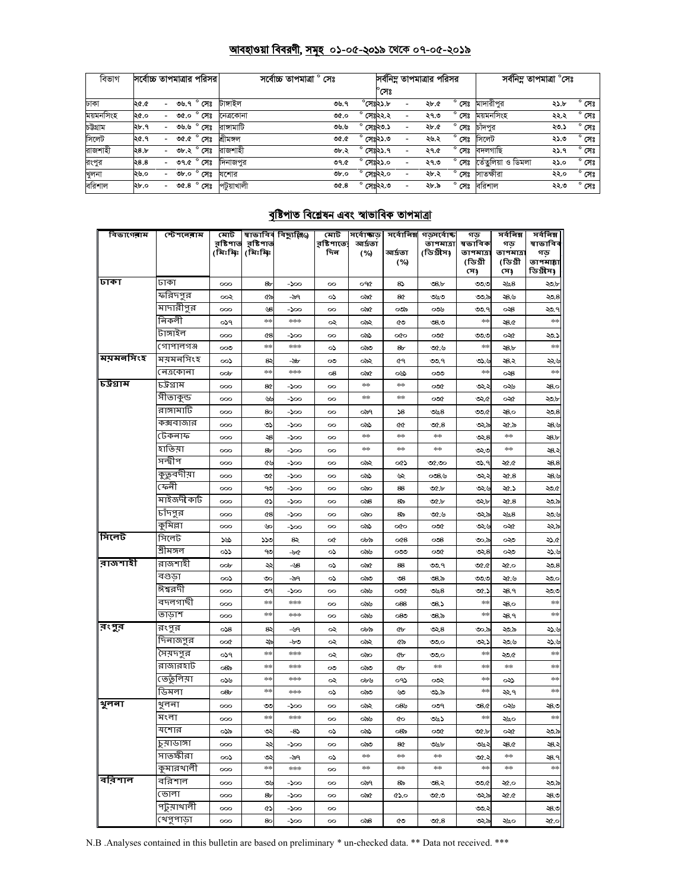## আবহাওয়া বিবরণী, সমূহ ০১-০৫-২০১৯ থেকে ০৭-০৫-২০১৯

| বিভাগ | সর্বোচ্চ তাপমাত্রার পরিসর | সর্বোচ্চ তাপমাত্রা ° সেঃ | | সর্বনিম্ন তাপমাত্রার পরিসর °সেঃ | সর্বনিম্ন তাপমাত্রা °সেঃ | |
|---|---|---|---|---|---|---|
| ঢাকা | ২৫.৫ - ৩৬.৭ ° সেঃ | টাঙ্গাইল | ৩৬.৭ ° সেঃ | ২১.৮ - ২৮.৫ ° সেঃ | মাদারীপুর | ২১.৮ ° সেঃ |
| ময়মনসিংহ | ২৫.০ - ৩৫.০ ° সেঃ | নেত্রকোনা | ৩৫.০ ° সেঃ | ২২.২ - ২৭.৩ ° সেঃ | ময়মনসিংহ | ২২.২ ° সেঃ |
| চট্টগ্রাম | ২৮.৭ - ৩৬.৬ ° সেঃ | রাঙ্গামাটি | ৩৬.৬ ° সেঃ | ২৩.১ - ২৮.৫ ° সেঃ | চাঁদপুর | ২৩.১ ° সেঃ |
| সিলেট | ২৫.৭ - ৩৫.৫ ° সেঃ | শ্রীমঙ্গল | ৩৫.৫ ° সেঃ | ২১.৩ - ২৬.২ ° সেঃ | সিলেট | ২১.৩ ° সেঃ |
| রাজশাহী | ২৪.৮ - ৩৮.২ ° সেঃ | রাজশাহী | ৩৮.২ ° সেঃ | ২১.৭ - ২৭.৫ ° সেঃ | বদলগাছি | ২১.৭ ° সেঃ |
| রংপুর | ২৪.৪ - ৩৭.৫ ° সেঃ | দিনাজপুর | ৩৭.৫ ° সেঃ | ২১.০ - ২৭.৩ ° সেঃ | তেঁতুলিয়া ও ডিমলা | ২১.০ ° সেঃ |
| খুলনা | ২৬.০ - ৩৮.০ ° সেঃ | যশোর | ৩৮.০ ° সেঃ | ২২.০ - ২৮.২ ° সেঃ | সাতক্ষীরা | ২২.০ ° সেঃ |
| বরিশাল | ২৮.০ - ৩৫.৪ ° সেঃ | পটুয়াখালী | ৩৫.৪ ° সেঃ | ২২.৩ - ২৮.৯ ° সেঃ | বরিশাল | ২২.৩ ° সেঃ |

## বৃষ্টিপাত বিশ্লেষন এবং স্বাভাবিক তাপমাত্রা

| বিভাগের নাম | স্টেশনের নাম | মোট বৃষ্টিপাত (মিঃমিঃ) | স্বাভাবিক বৃষ্টিপাত (মিঃমিঃ) | বিছ্যুতি(%) | মোট বৃষ্টিপাতের দিন | সর্বোচ্চ গড় আর্দ্রতা (%) | সর্বোনিম্ন আর্দ্রতা (%) | গড় সর্বোচ্চ তাপমাত্রা (ডিগ্রী সেঃ) | গড় স্বাভাবিক তাপমাত্রা (ডিগ্রী সেঃ) | সর্বনিম্ন গড় তাপমাত্রা (ডিগ্রী সেঃ) | সর্বনিম্ন স্বাভাবিক গড় তাপমাত্রা (ডিগ্রী সেঃ) |
|---|---|---|---|---|---|---|---|---|---|---|---|
| ঢাকা | ঢাকা | ০০০ | ৪৮ | -১০০ | ০০ | ০৭৫ | ৪১ | ৩৪.৮ | ৩৩.৩ | ২৬৪ | ২৩.৮ |
| | ফরিদপুর | ০০২ | ৫৯ | -৯৭ | ০১ | ০৯৫ | ৪৫ | ৩৬৩ | ৩৩.৯ | ২৪.৬ | ২৩.৪ |
| | মাদারীপুর | ০০০ | ৬৪ | -১০০ | ০০ | ০৯৫ | ০৩৯ | ০৩৬ | ৩৩.৭ | ০২৪ | ২৩.৭ |
| | নিকলী | ০১৭ | ** | *** | ০২ | ০৯২ | ৫৩ | ৩৪.৩ | ** | ২৪.৫ | ** |
| | টাঙ্গাইল | ০০০ | ৫৪ | -১০০ | ০০ | ০৯১ | ০৫০ | ০৩৫ | ৩৩.৩ | ০২৫ | ২৩.১ |
| | গোপালগঞ্জ | ০০৩ | ** | *** | ০১ | ০৯৩ | ৪৮ | ৩৫.৬ | ** | ২৪.৮ | ** |
| ময়মনসিংহ | ময়মনসিংহ | ০০১ | ৪২ | -৯৮ | ০৩ | ০৯২ | ৫৭ | ৩৩.৭ | ৩১.৬ | ২৪.২ | ২২.৬ |
| | নেত্রকোনা | ০০৮ | ** | *** | ০৪ | ০৯৫ | ০৬১ | ০৩৩ | ** | ০২৪ | ** |
| চট্টগ্রাম | চট্টগ্রাম | ০০০ | ৪৫ | -১০০ | ০০ | ** | ** | ০৩৫ | ৩২.২ | ০২৬ | ২৪.০ |
| | সীতাকুন্ড | ০০০ | ৬৬ | -১০০ | ০০ | ** | ** | ০৩৫ | ৩২.৫ | ০২৫ | ২৩.৮ |
| | রাঙ্গামাটি | ০০০ | ৪০ | -১০০ | ০০ | ০৯৭ | ১৪ | ৩৬৪ | ৩৩.৫ | ২৪.০ | ২৩.৪ |
| | কক্সবাজার | ০০০ | ৩১ | -১০০ | ০০ | ০৯১ | ৫৫ | ৩৫.৪ | ৩২.৯ | ২৫.৯ | ২৪.৬ |
| | টেকনাফ | ০০০ | ২৪ | -১০০ | ০০ | ** | ** | ** | ৩২.৪ | ** | ২৪.৮ |
| | হাতিয়া | ০০০ | ৪৮ | -১০০ | ০০ | ** | ** | ** | ৩২.৩ | ** | ২৪.২ |
| | সন্দ্বীপ | ০০০ | ৫৬ | -১০০ | ০০ | ০৯২ | ০৫১ | ৩৫.৩০ | ৩১.৭ | ২৫.৫ | ২৪.৪ |
| | কুতুবদীয়া | ০০০ | ৩৫ | -১০০ | ০০ | ০৯১ | ৬২ | ০৩৪.৬ | ৩২.২ | ২৫.৪ | ২৪.৬ |
| | ফেনী | ০০০ | ৭৩ | -১০০ | ০০ | ০৯০ | ৪৪ | ৩৫.৮ | ৩২.৬ | ২৫.১ | ২৩.৫ |
| | মাইজদীকোর্ট | ০০০ | ৫১ | -১০০ | ০০ | ০৯৪ | ৪৯ | ৩৫.৮ | ৩২.৮ | ২৫.৪ | ২৩.৯ |
| | চাঁদপুর | ০০০ | ৫৪ | -১০০ | ০০ | ০৯০ | ৪৯ | ৩৫.৬ | ৩২.৯ | ২৬৪ | ২৩.৬ |
| | কুমিল্লা | ০০০ | ৬০ | -১০০ | ০০ | ০৯১ | ০৫০ | ০৩৫ | ৩২.৬ | ০২৫ | ২২.৯ |
| সিলেট | সিলেট | ১৬ | ১১৩ | ৪২ | ০৫ | ০৮৯ | ০৫৪ | ০৩৪ | ৩০.৯ | ০২৩ | ২১.৫ |
| | শ্রীমঙ্গল | ০১১ | ৭৩ | -৮৫ | ০১ | ০৯৬ | ০৩৩ | ০৩৫ | ৩২.৪ | ০২৩ | ২১.৬ |
| রাজশাহী | রাজশাহী | ০০৮ | ২২ | -৬৪ | ০১ | ০৯৫ | ৪৪ | ৩৩.৭ | ৩৫.৫ | ২৫.০ | ২৩.৪ |
| | বগুড়া | ০০১ | ৩০ | -৯৭ | ০১ | ০৯৩ | ৩৪ | ৩৪.৯ | ৩৩.৩ | ২৫.৬ | ২৩.০ |
| | ঈশ্বরদী | ০০০ | ৩৭ | -১০০ | ০০ | ০৯৬ | ০৩৫ | ৩৬৪ | ৩৫.১ | ২৪.৭ | ২৩.৩ |
| | বদলগাছী | ০০০ | ** | *** | ০০ | ০৯৬ | ০৪৪ | ৩৪.১ | ** | ২৪.০ | ** |
| | তাড়াশ | ০০০ | ** | *** | ০০ | ০৯৬ | ০৪৩ | ৩৪.৯ | ** | ২৪.৭ | ** |
| রংপুর | রংপুর | ০১৪ | ৪২ | -৬৭ | ০২ | ০৮৯ | ৫৮ | ৩২.৪ | ৩০.৯ | ২৩.৯ | ২১.৬ |
| | দিনাজপুর | ০০৫ | ২৯ | -৮৩ | ০২ | ০৯২ | ৫৯ | ৩৩.০ | ৩২.১ | ২৩.৬ | ২১.৬ |
| | সৈয়দপুর | ০১৭ | ** | *** | ০২ | ০৯০ | ৫৮ | ৩৩.০ | ** | ২৩.৫ | ** |
| | রাজারহাট | ০৪৯ | ** | *** | ০৩ | ০৯৩ | ৫৮ | ** | ** | ** | ** |
| | তেতুঁলিয়া | ০১৬ | ** | *** | ০২ | ০৮৬ | ০৭১ | ০৩২ | ** | ০২১ | ** |
| | ডিমলা | ০৪৮ | ** | *** | ০১ | ০৯৩ | ৬৩ | ৩১.৯ | ** | ২২.৭ | ** |
| খুলনা | খুলনা | ০০০ | ৩৩ | -১০০ | ০০ | ০৯২ | ০৪৬ | ০৩৭ | ৩৪.৫ | ০২৬ | ২৪.৩ |
| | মংলা | ০০০ | ** | *** | ০০ | ০৯৬ | ৫০ | ৩৬১ | ** | ২৬০ | ** |
| | যশোর | ০১৯ | ৩২ | -৪১ | ০১ | ০৯১ | ০৪৯ | ০৩৫ | ৩৫.৮ | ০২৫ | ২৩.৯ |
| | চুয়াডাঙ্গা | ০০০ | ২২ | -১০০ | ০০ | ০৯৩ | ৪৫ | ৩৬৮ | ৩৬২ | ২৪.৫ | ২৪.২ |
| | সাতক্ষীরা | ০০১ | ৩২ | -৯৭ | ০১ | ** | ** | ** | ৩৫.২ | ** | ২৪.৭ |
| | কুমারখালী | ০০০ | ** | *** | ০০ | ** | ** | ** | ** | ** | ** |
| বরিশাল | বরিশাল | ০০০ | ৩৬ | -১০০ | ০০ | ০৯৭ | ৪৯ | ৩৪.২ | ৩৩.৫ | ২৫.০ | ২৩.৯ |
| | ভোলা | ০০০ | ৪৮ | -১০০ | ০০ | ০৯৫ | ৫১.০ | ৩৫.৩ | ৩২.৯ | ২৫.৫ | ২৪.৩ |
| | পটুয়াখালী | ০০০ | ৫১ | -১০০ | ০০ | | | | ৩৩.২ | | ২৪.৩ |
| | খেপুপাড়া | ০০০ | ৪০ | -১০০ | ০০ | ০৯৪ | ৫৩ | ৩৫.৪ | ৩২.৯ | ২৬০ | ২৫.০ |

N.B .Analyses contained in this bulletin are based on preliminary * un-checked data. ** Data not received. ***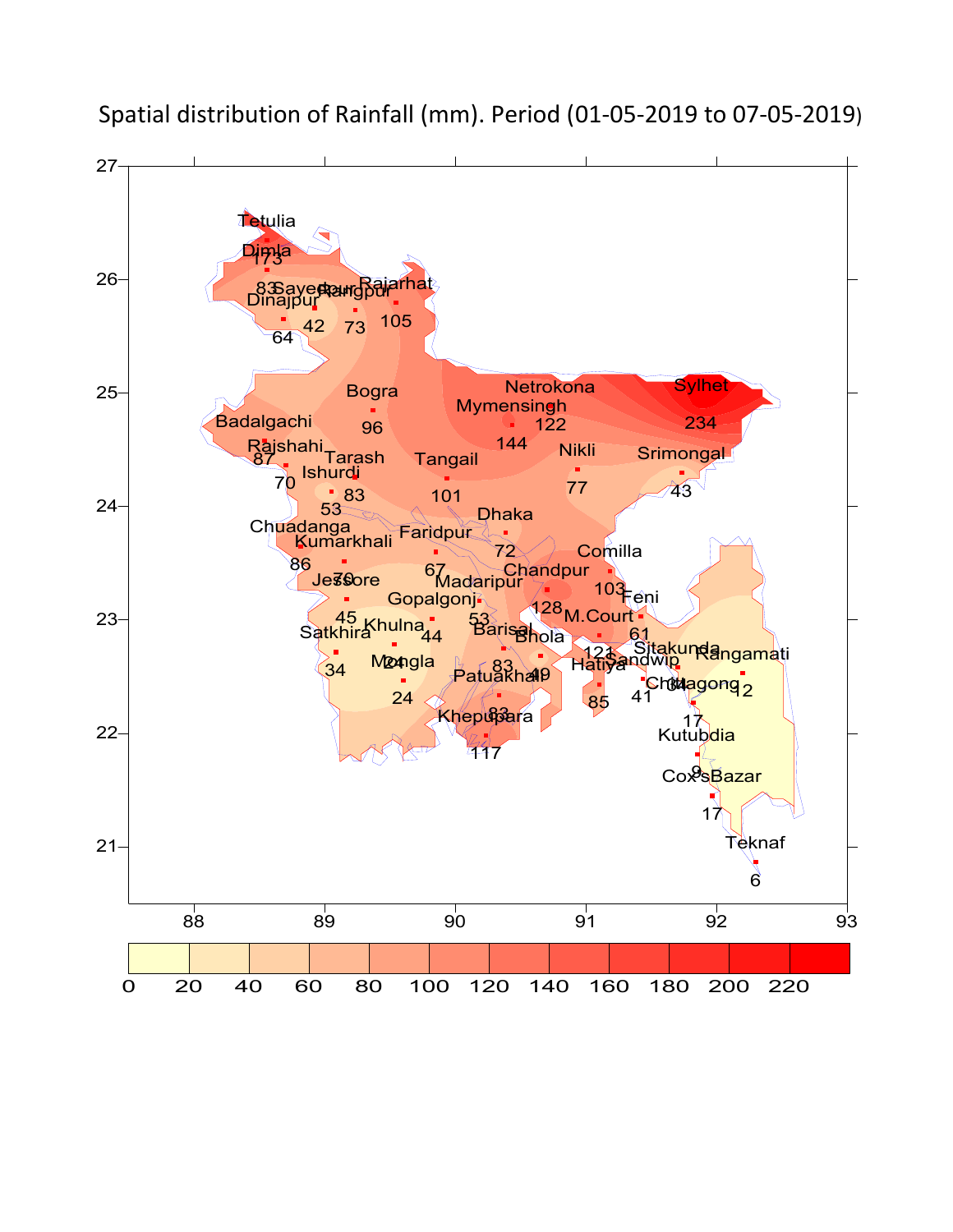Spatial distribution of Rainfall (mm). Period (01-05-2019 to 07-05-2019)

Tetulia
Dimla
173
83
Sayedpur
Rangpur
Rajarhat
Dinajpur
42
73
105
64
Netrokona
Sylhet
Bogra
Mymensingh
122
234
Badalgachi
96
144
Rajshahi
Nikli
Srimongal
87
Tarash
Tangail
70
Ishurdi
83
101
77
43
53
Dhaka
Chuadanga
Faridpur
Kumarkhali
86
72
Comilla
70
67
Chandpur
Jessore
Madaripur
103
Feni
Gopalgonj
128
45
53
M.Court
Satkhira
Khulna
44
61
Barisal
Bhola
121
Sitakunda
Rangamati
Mongla
24
83
Hatiya
Sandwip
34
49
Patuakhali
Chittagong
24
85
41
04
12
83
Khepupara
17
117
Kutubdia
9
Cox'sBazar
17
Teknaf
6

27
26
25
24
23
22
21

88
89
90
91
92
93

0
20
40
60
80
100
120
140
160
180
200
220